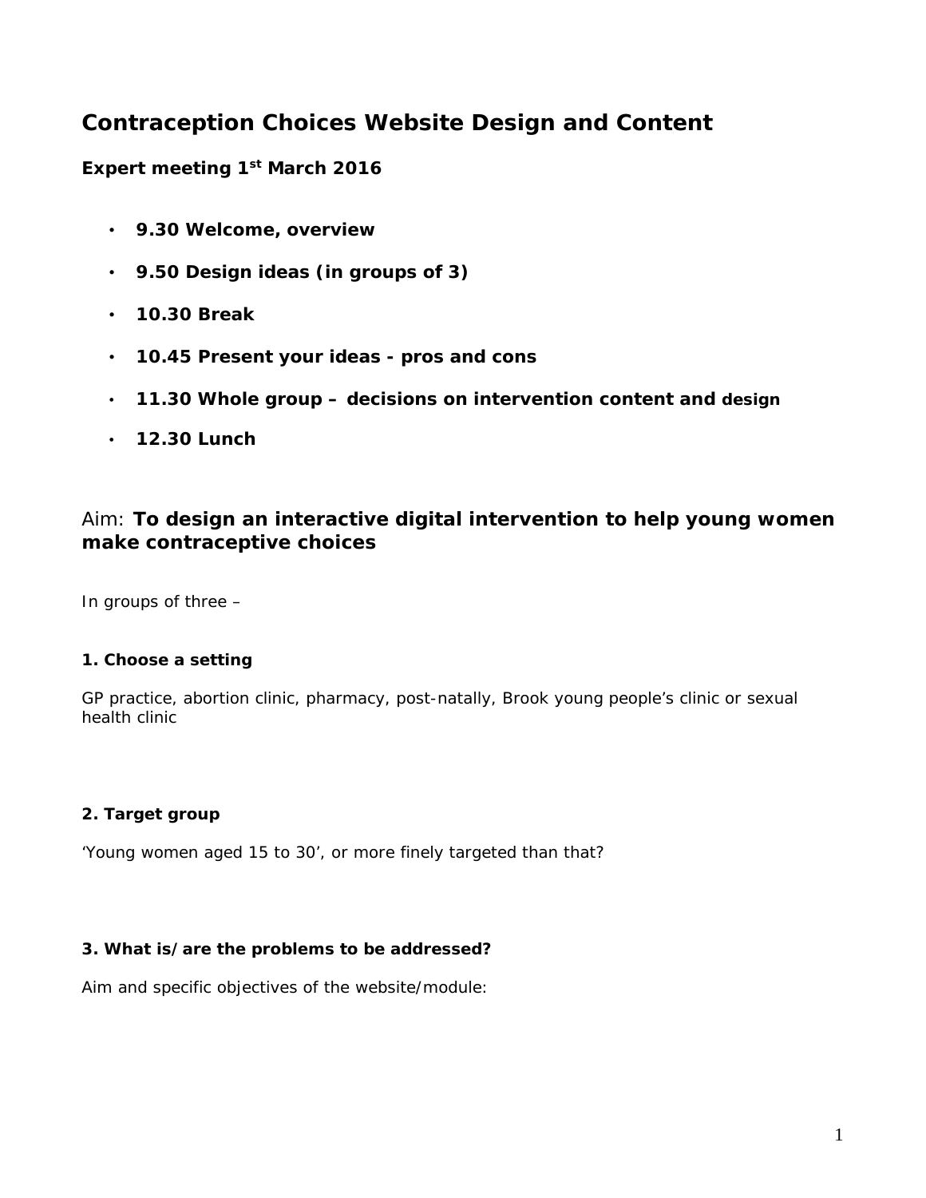# Contraception Choices Website Design and Content

**Expert meeting 1st March 2016**

- **9.30 Welcome, overview**
- **9.50 Design ideas (in groups of 3)**
- **10.30 Break**
- **10.45 Present your ideas - pros and cons**
- **11.30 Whole group – decisions on intervention content and design**
- **12.30 Lunch**

## Aim: **To design an interactive digital intervention to help young women make contraceptive choices**

In groups of three –

### 1. Choose a setting

GP practice, abortion clinic, pharmacy, post-natally, Brook young people's clinic or sexual health clinic

### 2. Target group

'Young women aged 15 to 30', or more finely targeted than that?

### 3. What is/are the problems to be addressed?

Aim and specific objectives of the website/module: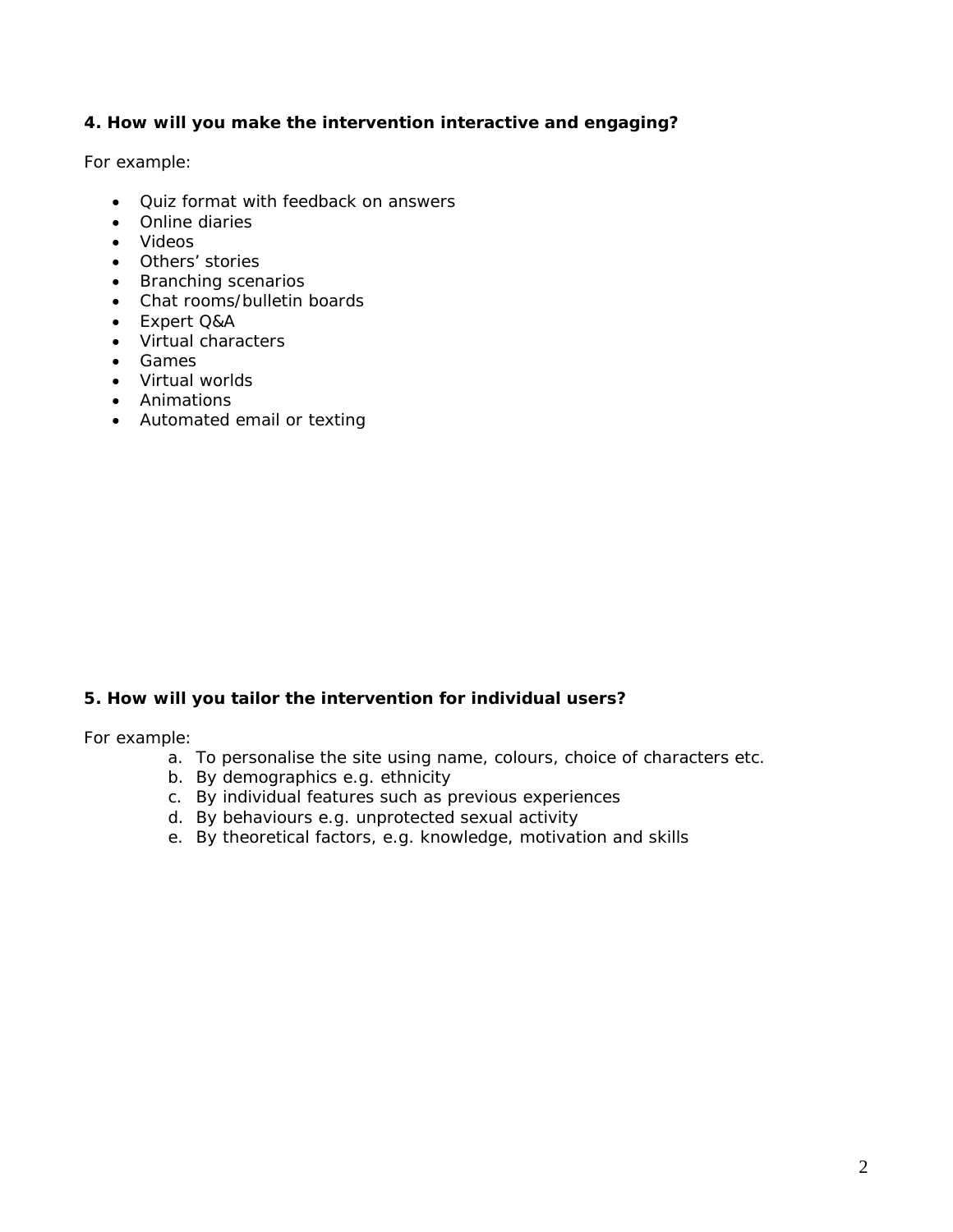**4. How will you make the intervention interactive and engaging?**

For example:

- Quiz format with feedback on answers
- Online diaries
- Videos
- Others' stories
- Branching scenarios
- Chat rooms/bulletin boards
- Expert Q&A
- Virtual characters
- Games
- Virtual worlds
- Animations
- Automated email or texting

**5. How will you tailor the intervention for individual users?**

For example:

a. To personalise the site using name, colours, choice of characters etc.
b. By demographics e.g. ethnicity
c. By individual features such as previous experiences
d. By behaviours e.g. unprotected sexual activity
e. By theoretical factors, e.g. knowledge, motivation and skills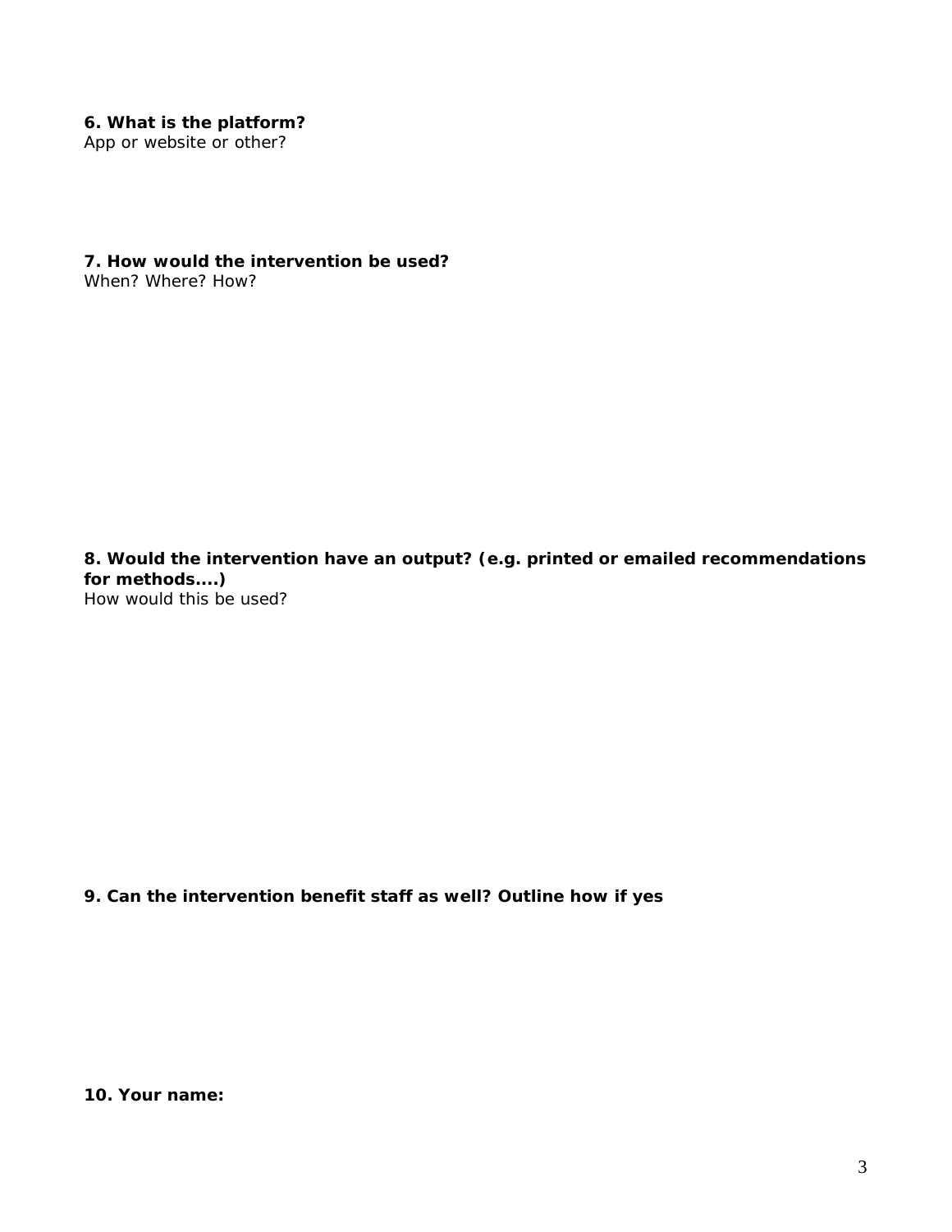**6. What is the platform?**
App or website or other?

**7. How would the intervention be used?**
When? Where? How?

**8. Would the intervention have an output? (e.g. printed or emailed recommendations for methods....)**
How would this be used?

**9. Can the intervention benefit staff as well? Outline how if yes**

**10. Your name:**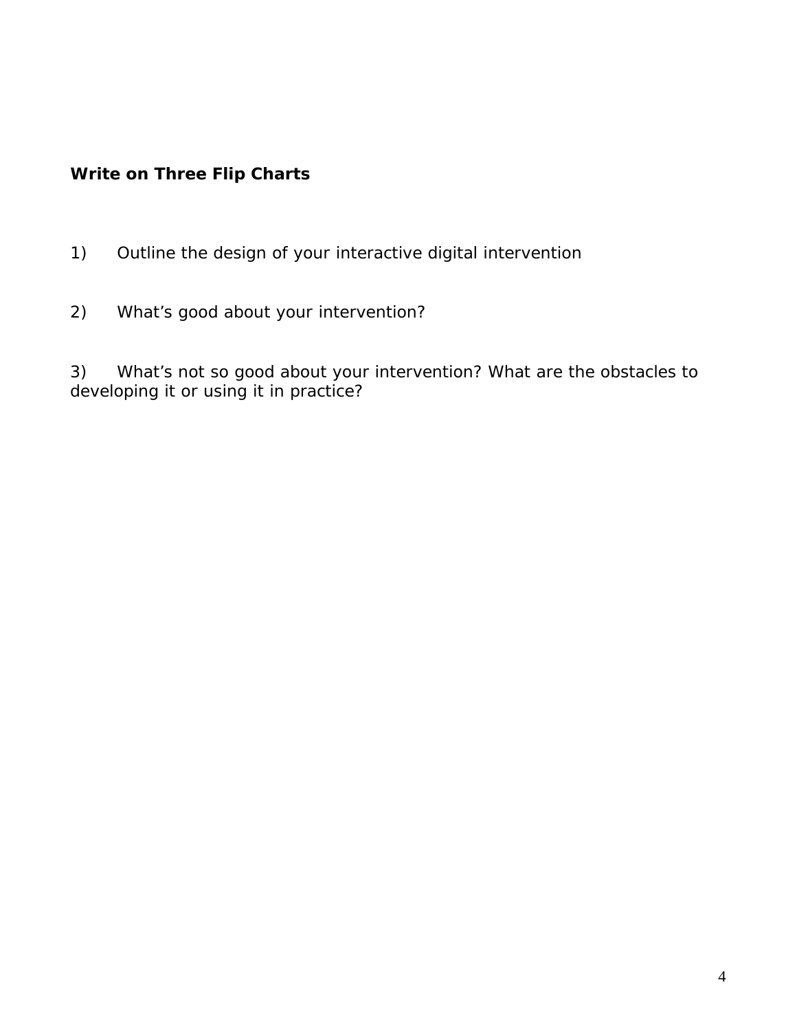**Write on Three Flip Charts**

1) Outline the design of your interactive digital intervention

2) What's good about your intervention?

3) What's not so good about your intervention? What are the obstacles to developing it or using it in practice?